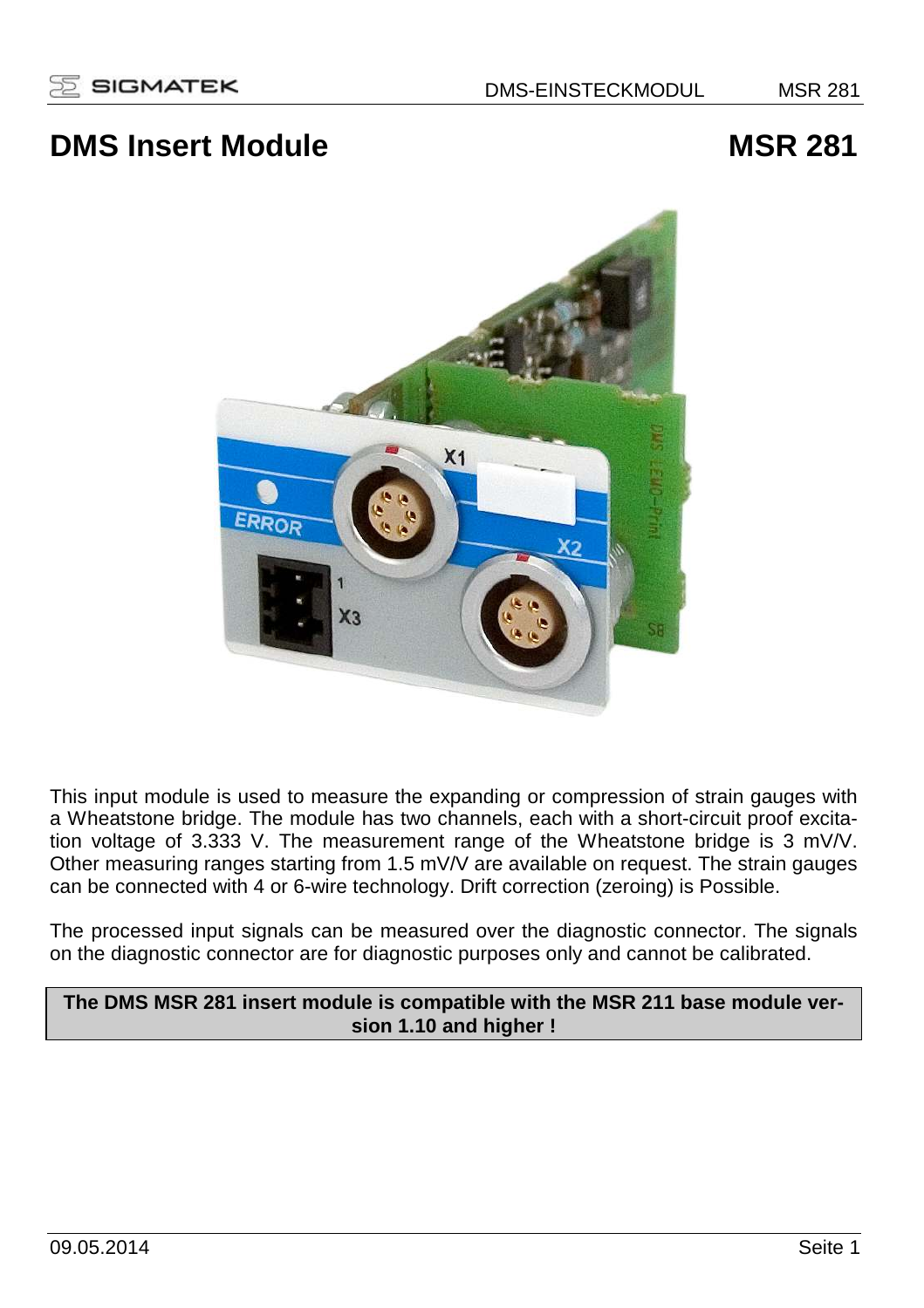# DMS Insert Module MSR 281

This input module is used to measure the expanding or compression of strain gauges with a Wheatstone bridge. The module has two channels, each with a short-circuit proof excitation voltage of 3.333 V. The measurement range of the Wheatstone bridge is 3 mV/V. Other measuring ranges starting from 1.5 mV/V are available on request. The strain gauges can be connected with 4 or 6-wire technology. Drift correction (zeroing) is Possible.

The processed input signals can be measured over the diagnostic connector. The signals on the diagnostic connector are for diagnostic purposes only and cannot be calibrated.

**The DMS MSR 281 insert module is compatible with the MSR 211 base module version 1.10 and higher !**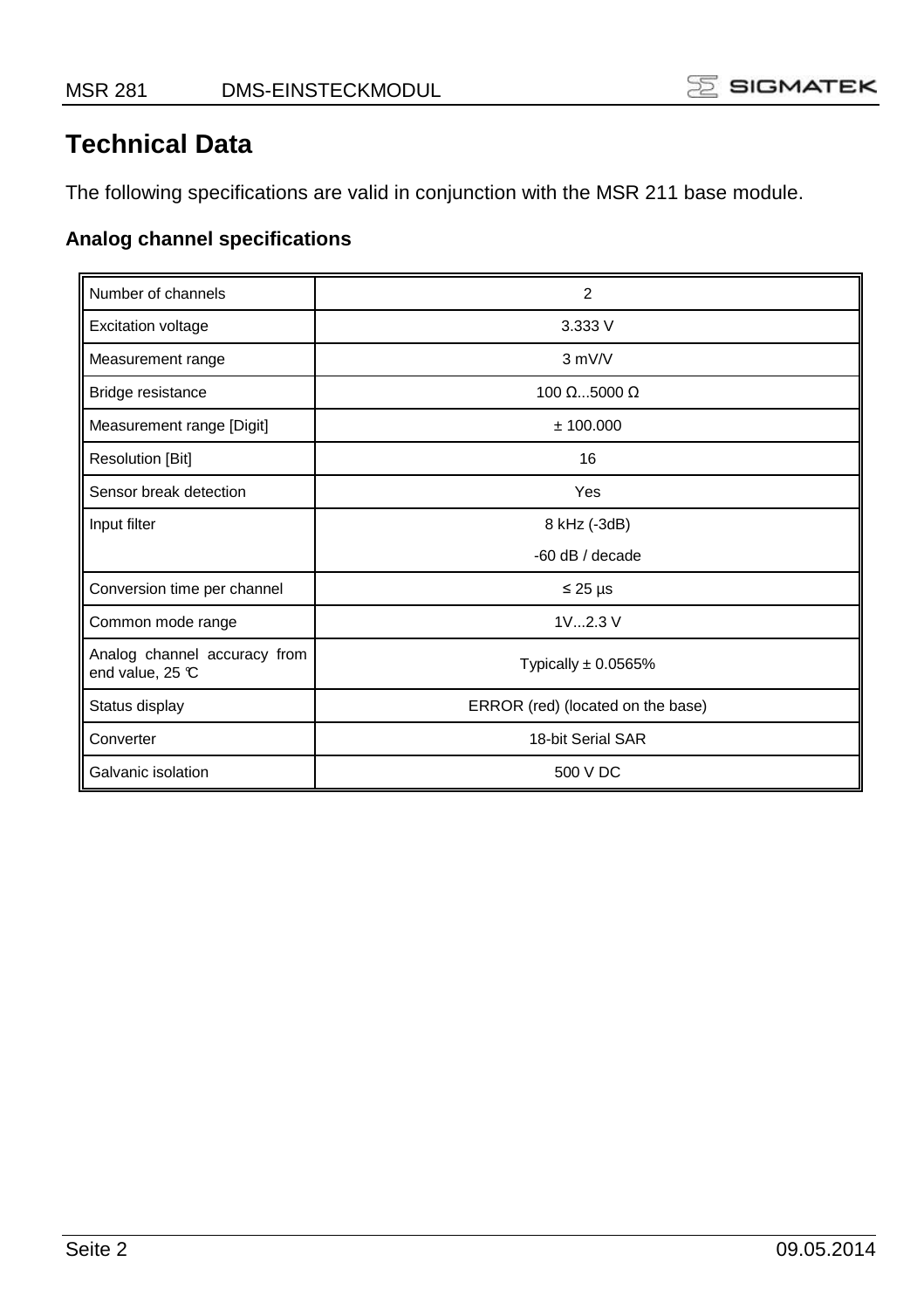# Technical Data

The following specifications are valid in conjunction with the MSR 211 base module.

### Analog channel specifications

| | |
|---|---|
| Number of channels | 2 |
| Excitation voltage | 3.333 V |
| Measurement range | 3 mV/V |
| Bridge resistance | 100 Ω...5000 Ω |
| Measurement range [Digit] | ± 100.000 |
| Resolution [Bit] | 16 |
| Sensor break detection | Yes |
| Input filter | 8 kHz (-3dB)<br>-60 dB / decade |
| Conversion time per channel | ≤ 25 µs |
| Common mode range | 1V...2.3 V |
| Analog channel accuracy from end value, 25 °C | Typically ± 0.0565% |
| Status display | ERROR (red) (located on the base) |
| Converter | 18-bit Serial SAR |
| Galvanic isolation | 500 V DC |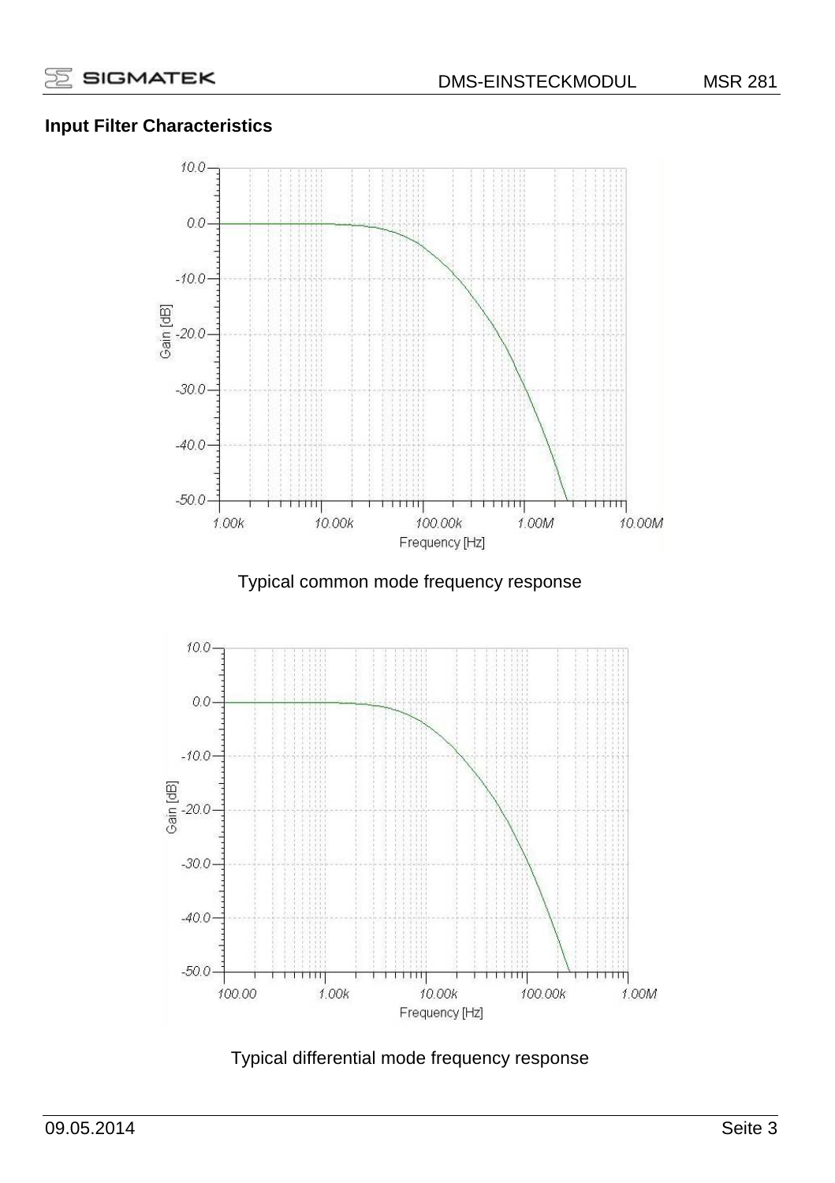**Input Filter Characteristics**

Typical common mode frequency response

Typical differential mode frequency response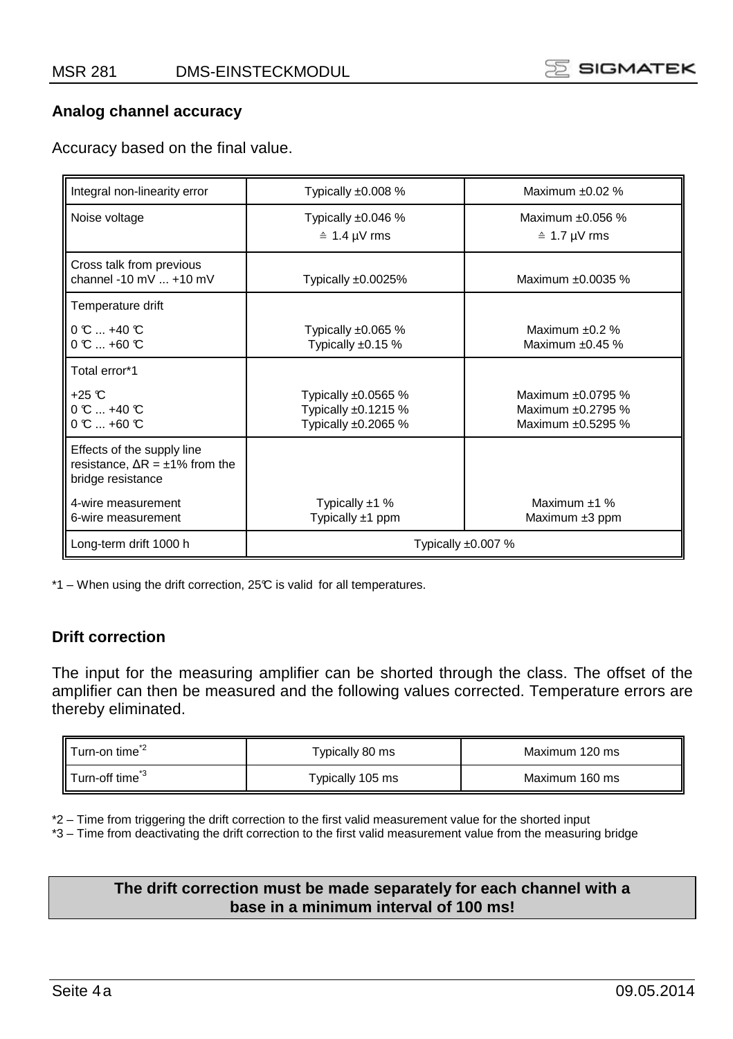## Analog channel accuracy

Accuracy based on the final value.

| | | |
|---|---|---|
| Integral non-linearity error | Typically ±0.008 % | Maximum ±0.02 % |
| Noise voltage | Typically ±0.046 %<br>≙ 1.4 µV rms | Maximum ±0.056 %<br>≙ 1.7 µV rms |
| Cross talk from previous channel -10 mV ... +10 mV | Typically ±0.0025% | Maximum ±0.0035 % |
| Temperature drift<br>0 °C ... +40 °C<br>0 °C ... +60 °C | <br>Typically ±0.065 %<br>Typically ±0.15 % | <br>Maximum ±0.2 %<br>Maximum ±0.45 % |
| Total error*1<br>+25 °C<br>0 °C ... +40 °C<br>0 °C ... +60 °C | <br>Typically ±0.0565 %<br>Typically ±0.1215 %<br>Typically ±0.2065 % | <br>Maximum ±0.0795 %<br>Maximum ±0.2795 %<br>Maximum ±0.5295 % |
| Effects of the supply line resistance, ΔR = ±1% from the bridge resistance<br>4-wire measurement<br>6-wire measurement | <br>Typically ±1 %<br>Typically ±1 ppm | <br>Maximum ±1 %<br>Maximum ±3 ppm |
| Long-term drift 1000 h | Typically ±0.007 % | |

*1 – When using the drift correction, 25°C is valid for all temperatures.

## Drift correction

The input for the measuring amplifier can be shorted through the class. The offset of the amplifier can then be measured and the following values corrected. Temperature errors are thereby eliminated.

| | | |
|---|---|---|
| Turn-on time*2 | Typically 80 ms | Maximum 120 ms |
| Turn-off time*3 | Typically 105 ms | Maximum 160 ms |

*2 – Time from triggering the drift correction to the first valid measurement value for the shorted input

*3 – Time from deactivating the drift correction to the first valid measurement value from the measuring bridge

**The drift correction must be made separately for each channel with a base in a minimum interval of 100 ms!**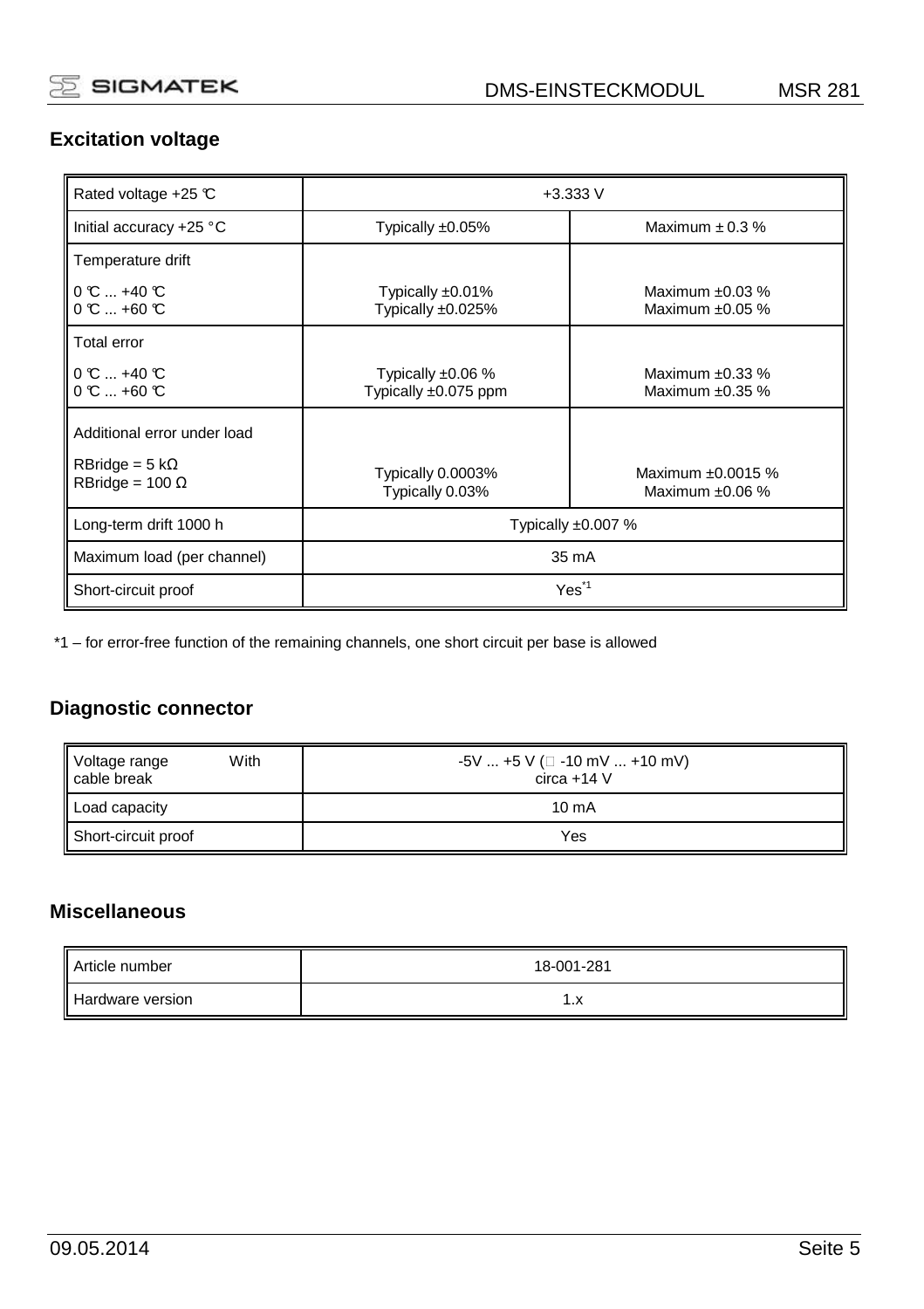## Excitation voltage

| Rated voltage +25 ℃ | +3.333 V | |
|---|---|---|
| Initial accuracy +25 °C | Typically ±0.05% | Maximum ± 0.3 % |
| Temperature drift<br><br>0 ℃ ... +40 ℃<br>0 ℃ ... +60 ℃ | <br><br>Typically ±0.01%<br>Typically ±0.025% | <br><br>Maximum ±0.03 %<br>Maximum ±0.05 % |
| Total error<br><br>0 ℃ ... +40 ℃<br>0 ℃ ... +60 ℃ | <br><br>Typically ±0.06 %<br>Typically ±0.075 ppm | <br><br>Maximum ±0.33 %<br>Maximum ±0.35 % |
| Additional error under load<br><br>RBridge = 5 kΩ<br>RBridge = 100 Ω | <br><br>Typically 0.0003%<br>Typically 0.03% | <br><br>Maximum ±0.0015 %<br>Maximum ±0.06 % |
| Long-term drift 1000 h | Typically ±0.007 % | |
| Maximum load (per channel) | 35 mA | |
| Short-circuit proof | Yes*1 | |

*1 – for error-free function of the remaining channels, one short circuit per base is allowed

## Diagnostic connector

| Voltage range<br>With cable break | -5V ... +5 V ( -10 mV ... +10 mV)<br>circa +14 V |
|---|---|
| Load capacity | 10 mA |
| Short-circuit proof | Yes |

## Miscellaneous

| Article number | 18-001-281 |
|---|---|
| Hardware version | 1.x |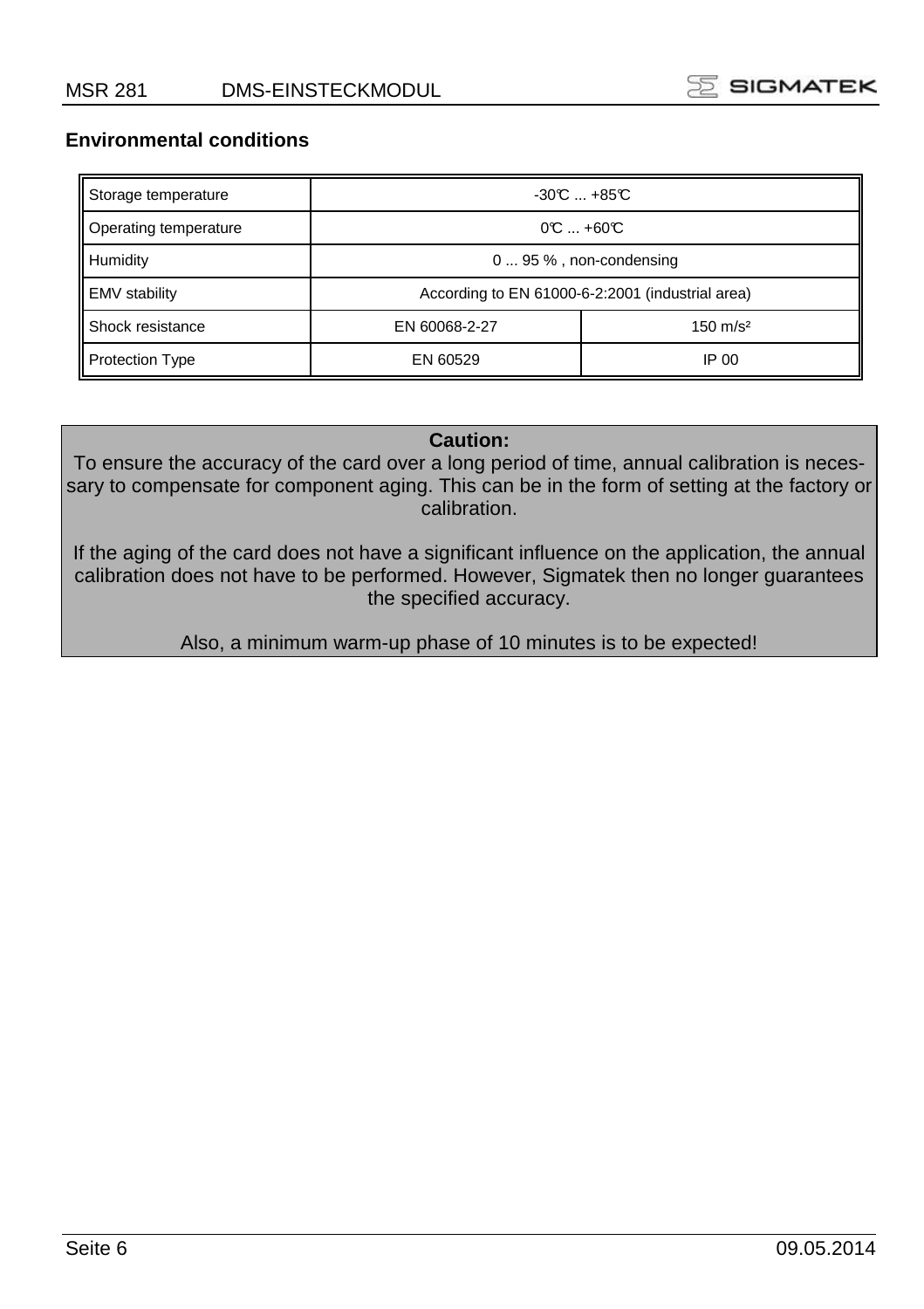## Environmental conditions

| Storage temperature | -30℃ ... +85℃ | |
|---|---|---|
| Operating temperature | 0℃ ... +60℃ | |
| Humidity | 0 ... 95 % , non-condensing | |
| EMV stability | According to EN 61000-6-2:2001 (industrial area) | |
| Shock resistance | EN 60068-2-27 | 150 m/s² |
| Protection Type | EN 60529 | IP 00 |

**Caution:**

To ensure the accuracy of the card over a long period of time, annual calibration is necessary to compensate for component aging. This can be in the form of setting at the factory or calibration.

If the aging of the card does not have a significant influence on the application, the annual calibration does not have to be performed. However, Sigmatek then no longer guarantees the specified accuracy.

Also, a minimum warm-up phase of 10 minutes is to be expected!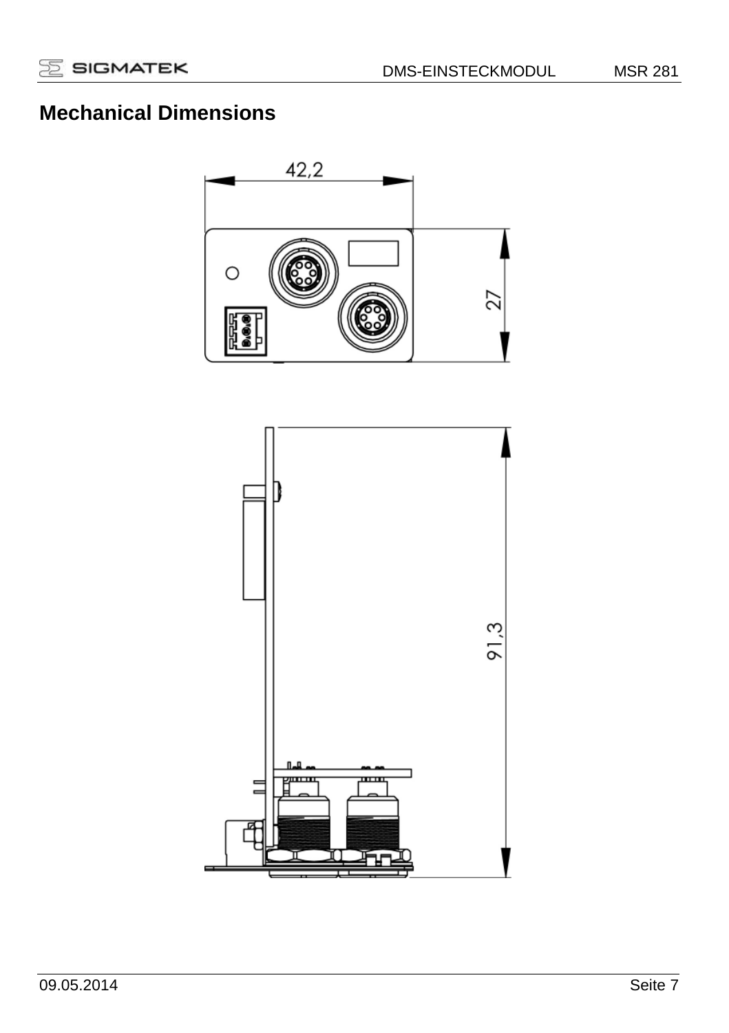# Mechanical Dimensions

42,2

27

91,3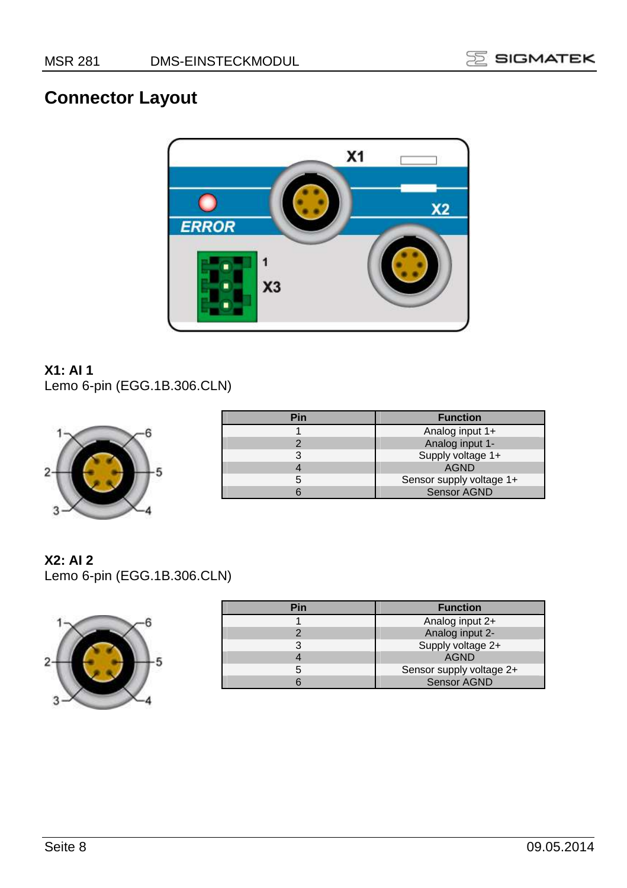## Connector Layout

**X1: AI 1**
Lemo 6-pin (EGG.1B.306.CLN)

| Pin | Function |
|---|---|
| 1 | Analog input 1+ |
| 2 | Analog input 1- |
| 3 | Supply voltage 1+ |
| 4 | AGND |
| 5 | Sensor supply voltage 1+ |
| 6 | Sensor AGND |

**X2: AI 2**
Lemo 6-pin (EGG.1B.306.CLN)

| Pin | Function |
|---|---|
| 1 | Analog input 2+ |
| 2 | Analog input 2- |
| 3 | Supply voltage 2+ |
| 4 | AGND |
| 5 | Sensor supply voltage 2+ |
| 6 | Sensor AGND |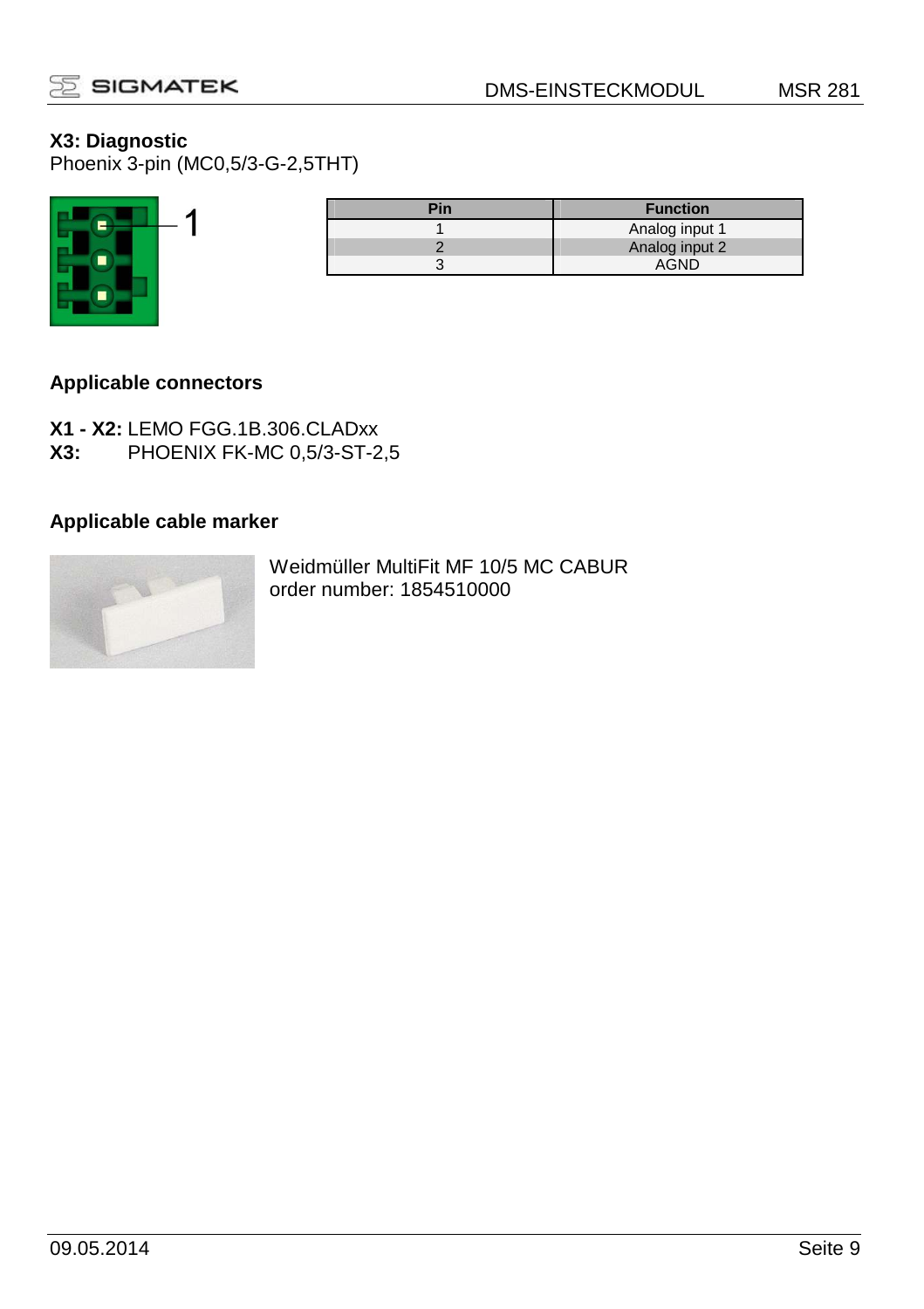**X3: Diagnostic**
Phoenix 3-pin (MC0,5/3-G-2,5THT)

| Pin | Function |
|---|---|
| 1 | Analog input 1 |
| 2 | Analog input 2 |
| 3 | AGND |

**Applicable connectors**

**X1 - X2:** LEMO FGG.1B.306.CLADxx
**X3:** PHOENIX FK-MC 0,5/3-ST-2,5

**Applicable cable marker**

Weidmüller MultiFit MF 10/5 MC CABUR
order number: 1854510000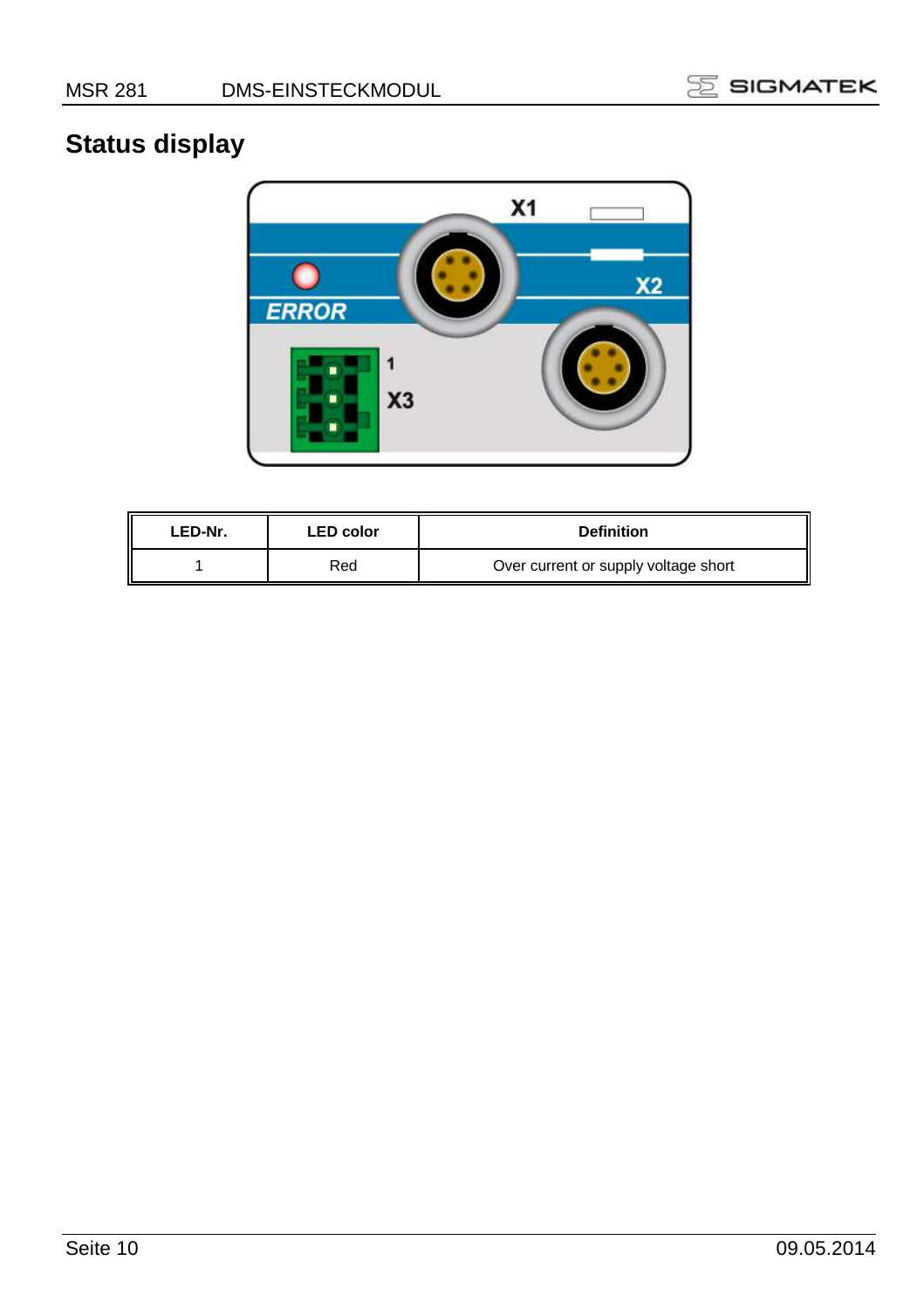## Status display

| LED-Nr. | LED color | Definition |
| --- | --- | --- |
| 1 | Red | Over current or supply voltage short |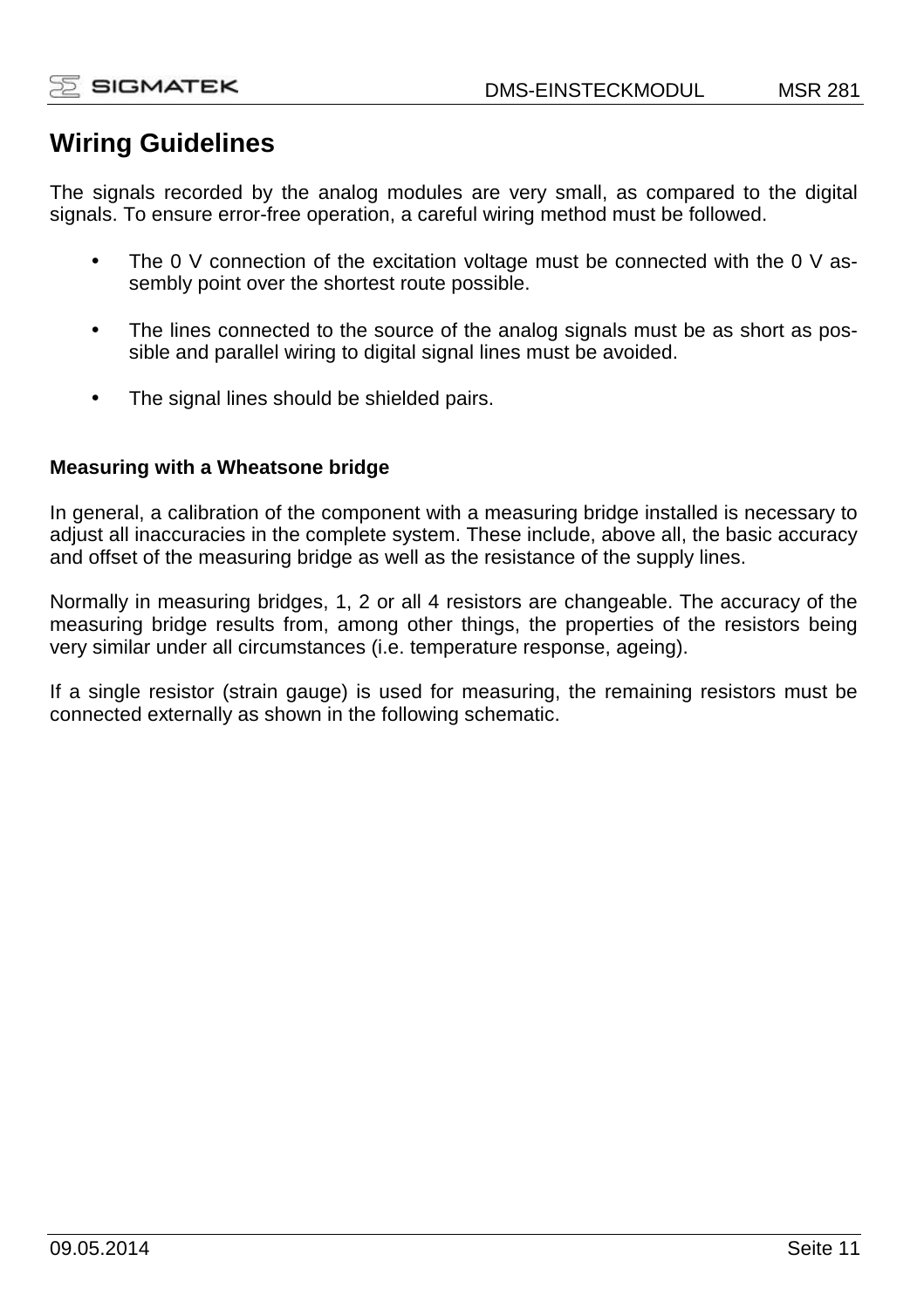# Wiring Guidelines

The signals recorded by the analog modules are very small, as compared to the digital signals. To ensure error-free operation, a careful wiring method must be followed.

- The 0 V connection of the excitation voltage must be connected with the 0 V assembly point over the shortest route possible.
- The lines connected to the source of the analog signals must be as short as possible and parallel wiring to digital signal lines must be avoided.
- The signal lines should be shielded pairs.

**Measuring with a Wheatsone bridge**

In general, a calibration of the component with a measuring bridge installed is necessary to adjust all inaccuracies in the complete system. These include, above all, the basic accuracy and offset of the measuring bridge as well as the resistance of the supply lines.

Normally in measuring bridges, 1, 2 or all 4 resistors are changeable. The accuracy of the measuring bridge results from, among other things, the properties of the resistors being very similar under all circumstances (i.e. temperature response, ageing).

If a single resistor (strain gauge) is used for measuring, the remaining resistors must be connected externally as shown in the following schematic.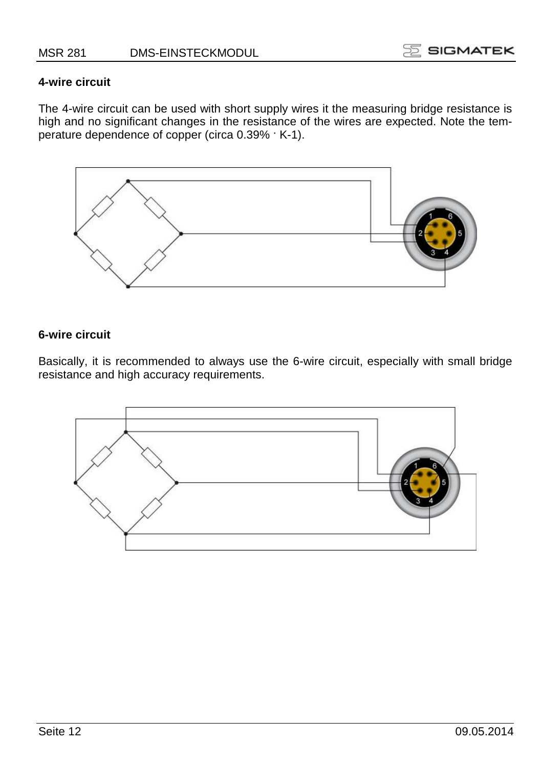### 4-wire circuit

The 4-wire circuit can be used with short supply wires it the measuring bridge resistance is high and no significant changes in the resistance of the wires are expected. Note the temperature dependence of copper (circa 0.39% · K-1).

1
6
2
5
3
4

### 6-wire circuit

Basically, it is recommended to always use the 6-wire circuit, especially with small bridge resistance and high accuracy requirements.

1
6
2
5
3
4